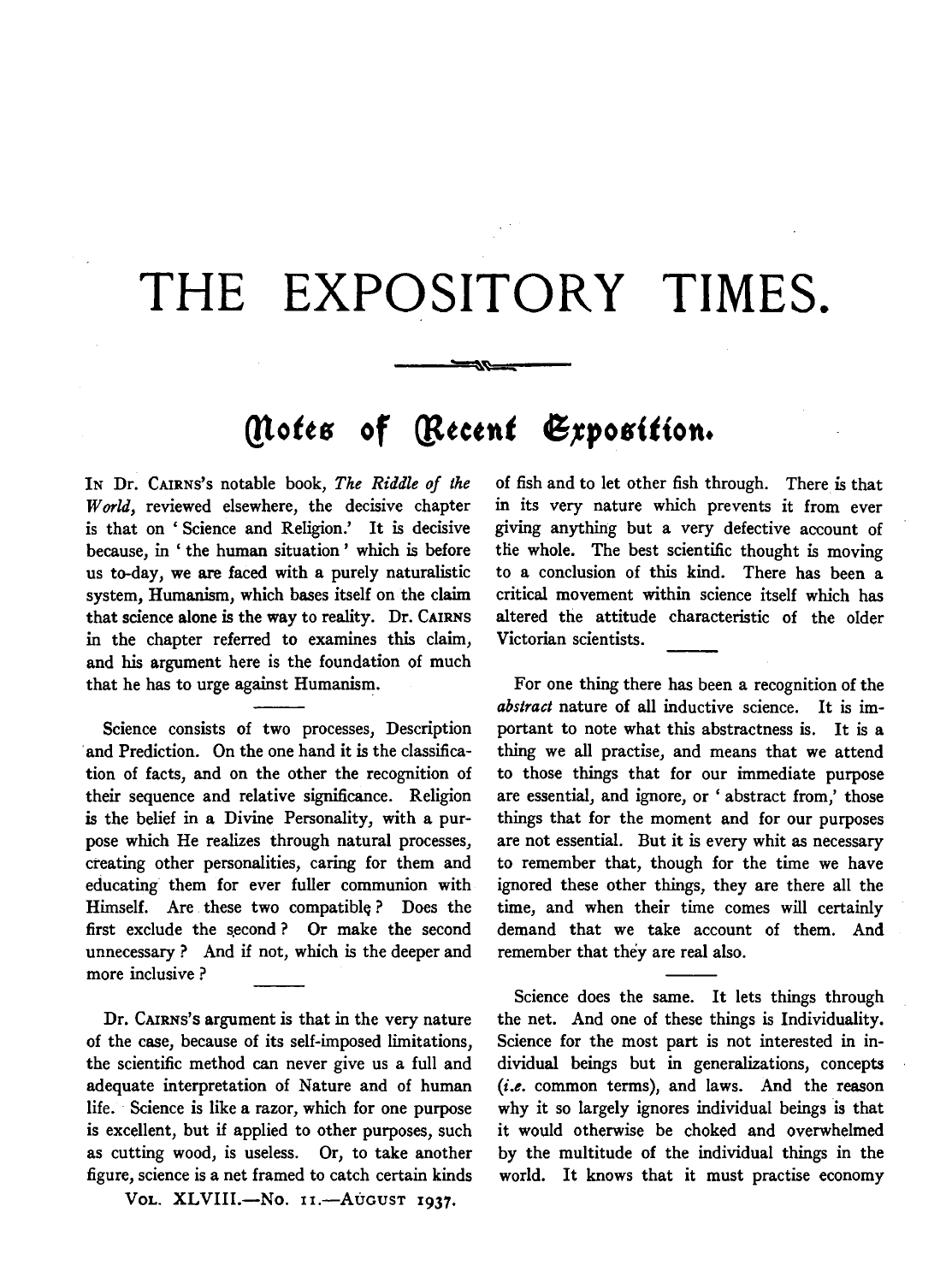# THE EXPOSITORY TIMES.

## Notes of Recent Exposition.

IN Dr. CAIRNS's notable book, *The Riddle of the World*, reviewed elsewhere, the decisive chapter is that on 'Science and Religion.' It is decisive because, in 'the human situation' which is before us to-day, we are faced with a purely naturalistic system, Humanism, which bases itself on the claim that science alone is the way to reality. Dr. CAIRNS in the chapter referred to examines this claim, and his argument here is the foundation of much that he has to urge against Humanism.

Science consists of two processes, Description and Prediction. On the one hand it is the classification of facts, and on the other the recognition of their sequence and relative significance. Religion is the belief in a Divine Personality, with a purpose which He realizes through natural processes, creating other personalities, caring for them and educating them for ever fuller communion with Himself. Are these two compatible? Does the first exclude the second? Or make the second unnecessary? And if not, which is the deeper and more inclusive?

Dr. CAIRNS's argument is that in the very nature of the case, because of its self-imposed limitations, the scientific method can never give us a full and adequate interpretation of Nature and of human life. Science is like a razor, which for one purpose is excellent, but if applied to other purposes, such as cutting wood, is useless. Or, to take another figure, science is a net framed to catch certain kinds of fish and to let other fish through. There is that in its very nature which prevents it from ever giving anything but a very defective account of the whole. The best scientific thought is moving to a conclusion of this kind. There has been a critical movement within science itself which has altered the attitude characteristic of the older Victorian scientists.

For one thing there has been a recognition of the *abstract* nature of all inductive science. It is important to note what this abstractness is. It is a thing we all practise, and means that we attend to those things that for our immediate purpose are essential, and ignore, or 'abstract from,' those things that for the moment and for our purposes are not essential. But it is every whit as necessary to remember that, though for the time we have ignored these other things, they are there all the time, and when their time comes will certainly demand that we take account of them. And remember that they are real also.

Science does the same. It lets things through the net. And one of these things is Individuality. Science for the most part is not interested in individual beings but in generalizations, concepts (*i.e.* common terms), and laws. And the reason why it so largely ignores individual beings is that it would otherwise be choked and overwhelmed by the multitude of the individual things in the world. It knows that it must practise economy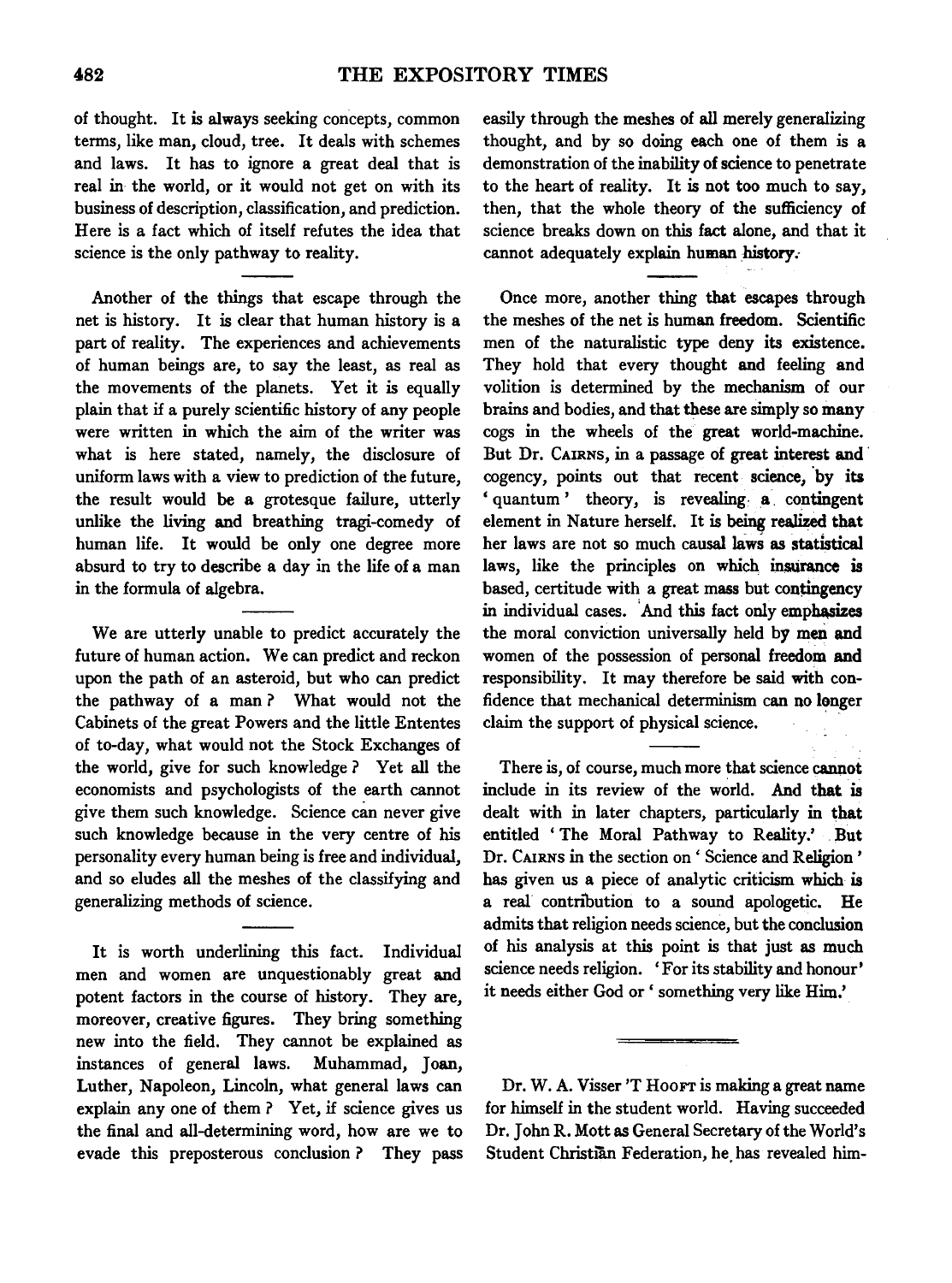of thought. It is always seeking concepts, common terms, like man, cloud, tree. It deals with schemes and laws. It has to ignore a great deal that is real in the world, or it would not get on with its business of description, classification, and prediction. Here is a fact which of itself refutes the idea that science is the only pathway to reality.

Another of the things that escape through the net is history. It is clear that human history is a part of reality. The experiences and achievements of human beings are, to say the least, as real as the movements of the planets. Yet it is equally plain that if a purely scientific history of any people were written in which the aim of the writer was what is here stated, namely, the disclosure of uniform laws with a view to prediction of the future, the result would be a grotesque failure, utterly unlike the living and breathing tragi-comedy of human life. It would be only one degree more absurd to try to describe a day in the life of a man in the formula of algebra.

We are utterly unable to predict accurately the future of human action. We can predict and reckon upon the path of an asteroid, but who can predict the pathway of a man? What would not the Cabinets of the great Powers and the little Ententes of to-day, what would not the Stock Exchanges of the world, give for such knowledge? Yet all the economists and psychologists of the earth cannot give them such knowledge. Science can never give such knowledge because in the very centre of his personality every human being is free and individual, and so eludes all the meshes of the classifying and generalizing methods of science.

It is worth underlining this fact. Individual men and women are unquestionably great and potent factors in the course of history. They are, moreover, creative figures. They bring something new into the field. They cannot be explained as instances of general laws. Muhammad, Joan, Luther, Napoleon, Lincoln, what general laws can explain any one of them? Yet, if science gives us the final and all-determining word, how are we to evade this preposterous conclusion? They pass easily through the meshes of all merely generalizing thought, and by so doing each one of them is a demonstration of the inability of science to penetrate to the heart of reality. It is not too much to say, then, that the whole theory of the sufficiency of science breaks down on this fact alone, and that it cannot adequately explain human history.

Once more, another thing that escapes through the meshes of the net is human freedom. Scientific men of the naturalistic type deny its existence. They hold that every thought and feeling and volition is determined by the mechanism of our brains and bodies, and that these are simply so many cogs in the wheels of the great world-machine. But Dr. Cairns, in a passage of great interest and cogency, points out that recent science, by its 'quantum' theory, is revealing a contingent element in Nature herself. It is being realized that her laws are not so much causal laws as statistical laws, like the principles on which insurance is based, certitude with a great mass but contingency in individual cases. And this fact only emphasizes the moral conviction universally held by men and women of the possession of personal freedom and responsibility. It may therefore be said with confidence that mechanical determinism can no longer claim the support of physical science.

There is, of course, much more that science cannot include in its review of the world. And that is dealt with in later chapters, particularly in that entitled 'The Moral Pathway to Reality.' But Dr. Cairns in the section on 'Science and Religion' has given us a piece of analytic criticism which is a real contribution to a sound apologetic. He admits that religion needs science, but the conclusion of his analysis at this point is that just as much science needs religion. 'For its stability and honour' it needs either God or 'something very like Him.'

---

Dr. W. A. Visser 'T Hooft is making a great name for himself in the student world. Having succeeded Dr. John R. Mott as General Secretary of the World's Student Christian Federation, he has revealed him-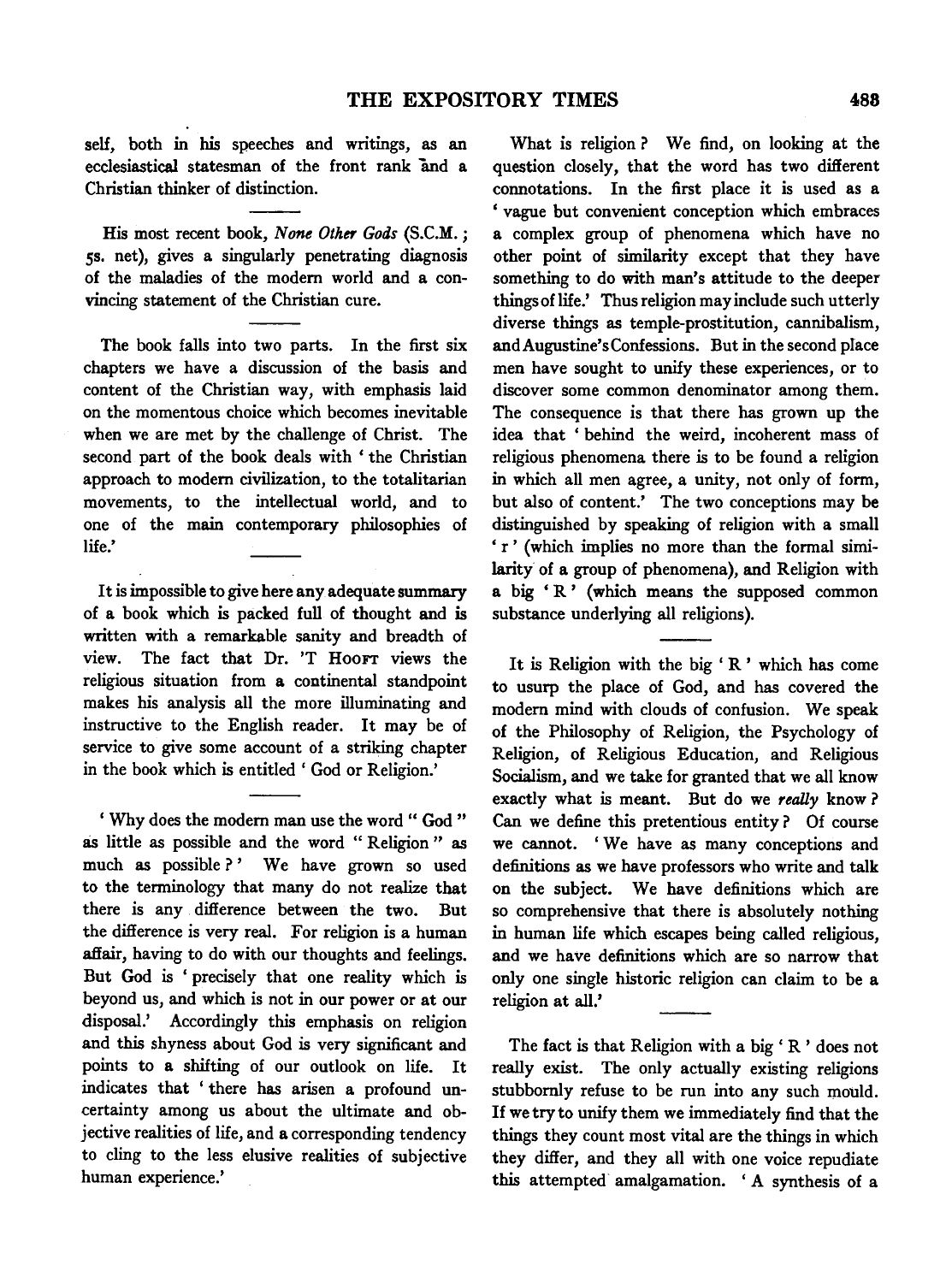self, both in his speeches and writings, as an ecclesiastical statesman of the front rank and a Christian thinker of distinction.

His most recent book, *None Other Gods* (S.C.M.; 5s. net), gives a singularly penetrating diagnosis of the maladies of the modern world and a convincing statement of the Christian cure.

The book falls into two parts. In the first six chapters we have a discussion of the basis and content of the Christian way, with emphasis laid on the momentous choice which becomes inevitable when we are met by the challenge of Christ. The second part of the book deals with 'the Christian approach to modern civilization, to the totalitarian movements, to the intellectual world, and to one of the main contemporary philosophies of life.'

It is impossible to give here any adequate summary of a book which is packed full of thought and is written with a remarkable sanity and breadth of view. The fact that Dr. 'T Hooft views the religious situation from a continental standpoint makes his analysis all the more illuminating and instructive to the English reader. It may be of service to give some account of a striking chapter in the book which is entitled 'God or Religion.'

'Why does the modern man use the word "God" as little as possible and the word "Religion" as much as possible?' We have grown so used to the terminology that many do not realize that there is any difference between the two. But the difference is very real. For religion is a human affair, having to do with our thoughts and feelings. But God is 'precisely that one reality which is beyond us, and which is not in our power or at our disposal.' Accordingly this emphasis on religion and this shyness about God is very significant and points to a shifting of our outlook on life. It indicates that 'there has arisen a profound uncertainty among us about the ultimate and objective realities of life, and a corresponding tendency to cling to the less elusive realities of subjective human experience.'

What is religion? We find, on looking at the question closely, that the word has two different connotations. In the first place it is used as a 'vague but convenient conception which embraces a complex group of phenomena which have no other point of similarity except that they have something to do with man's attitude to the deeper things of life.' Thus religion may include such utterly diverse things as temple-prostitution, cannibalism, and Augustine's Confessions. But in the second place men have sought to unify these experiences, or to discover some common denominator among them. The consequence is that there has grown up the idea that 'behind the weird, incoherent mass of religious phenomena there is to be found a religion in which all men agree, a unity, not only of form, but also of content.' The two conceptions may be distinguished by speaking of religion with a small 'r' (which implies no more than the formal similarity of a group of phenomena), and Religion with a big 'R' (which means the supposed common substance underlying all religions).

It is Religion with the big 'R' which has come to usurp the place of God, and has covered the modern mind with clouds of confusion. We speak of the Philosophy of Religion, the Psychology of Religion, of Religious Education, and Religious Socialism, and we take for granted that we all know exactly what is meant. But do we *really* know? Can we define this pretentious entity? Of course we cannot. 'We have as many conceptions and definitions as we have professors who write and talk on the subject. We have definitions which are so comprehensive that there is absolutely nothing in human life which escapes being called religious, and we have definitions which are so narrow that only one single historic religion can claim to be a religion at all.'

The fact is that Religion with a big 'R' does not really exist. The only actually existing religions stubbornly refuse to be run into any such mould. If we try to unify them we immediately find that the things they count most vital are the things in which they differ, and they all with one voice repudiate this attempted amalgamation. 'A synthesis of a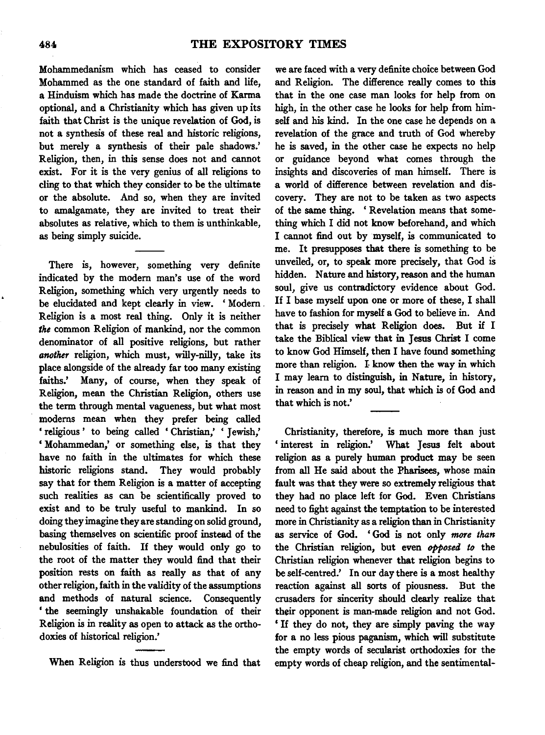Mohammedanism which has ceased to consider Mohammed as the one standard of faith and life, a Hinduism which has made the doctrine of Karma optional, and a Christianity which has given up its faith that Christ is the unique revelation of God, is not a synthesis of these real and historic religions, but merely a synthesis of their pale shadows.' Religion, then, in this sense does not and cannot exist. For it is the very genius of all religions to cling to that which they consider to be the ultimate or the absolute. And so, when they are invited to amalgamate, they are invited to treat their absolutes as relative, which to them is unthinkable, as being simply suicide.

There is, however, something very definite indicated by the modern man's use of the word Religion, something which very urgently needs to be elucidated and kept clearly in view. 'Modern Religion is a most real thing. Only it is neither *the* common Religion of mankind, nor the common denominator of all positive religions, but rather *another* religion, which must, willy-nilly, take its place alongside of the already far too many existing faiths.' Many, of course, when they speak of Religion, mean the Christian Religion, others use the term through mental vagueness, but what most moderns mean when they prefer being called 'religious' to being called 'Christian,' 'Jewish,' 'Mohammedan,' or something else, is that they have no faith in the ultimates for which these historic religions stand. They would probably say that for them Religion is a matter of accepting such realities as can be scientifically proved to exist and to be truly useful to mankind. In so doing they imagine they are standing on solid ground, basing themselves on scientific proof instead of the nebulosities of faith. If they would only go to the root of the matter they would find that their position rests on faith as really as that of any other religion, faith in the validity of the assumptions and methods of natural science. Consequently 'the seemingly unshakable foundation of their Religion is in reality as open to attack as the orthodoxies of historical religion.'

When Religion is thus understood we find that we are faced with a very definite choice between God and Religion. The difference really comes to this that in the one case man looks for help from on high, in the other case he looks for help from himself and his kind. In the one case he depends on a revelation of the grace and truth of God whereby he is saved, in the other case he expects no help or guidance beyond what comes through the insights and discoveries of man himself. There is a world of difference between revelation and discovery. They are not to be taken as two aspects of the same thing. 'Revelation means that something which I did not know beforehand, and which I cannot find out by myself, is communicated to me. It presupposes that there is something to be unveiled, or, to speak more precisely, that God is hidden. Nature and history, reason and the human soul, give us contradictory evidence about God. If I base myself upon one or more of these, I shall have to fashion for myself a God to believe in. And that is precisely what Religion does. But if I take the Biblical view that in Jesus Christ I come to know God Himself, then I have found something more than religion. I know then the way in which I may learn to distinguish, in Nature, in history, in reason and in my soul, that which is of God and that which is not.'

Christianity, therefore, is much more than just 'interest in religion.' What Jesus felt about religion as a purely human product may be seen from all He said about the Pharisees, whose main fault was that they were so extremely religious that they had no place left for God. Even Christians need to fight against the temptation to be interested more in Christianity as a religion than in Christianity as service of God. 'God is not only *more than* the Christian religion, but even *opposed to* the Christian religion whenever that religion begins to be self-centred.' In our day there is a most healthy reaction against all sorts of piousness. But the crusaders for sincerity should clearly realize that their opponent is man-made religion and not God. 'If they do not, they are simply paving the way for a no less pious paganism, which will substitute the empty words of secularist orthodoxies for the empty words of cheap religion, and the sentimental-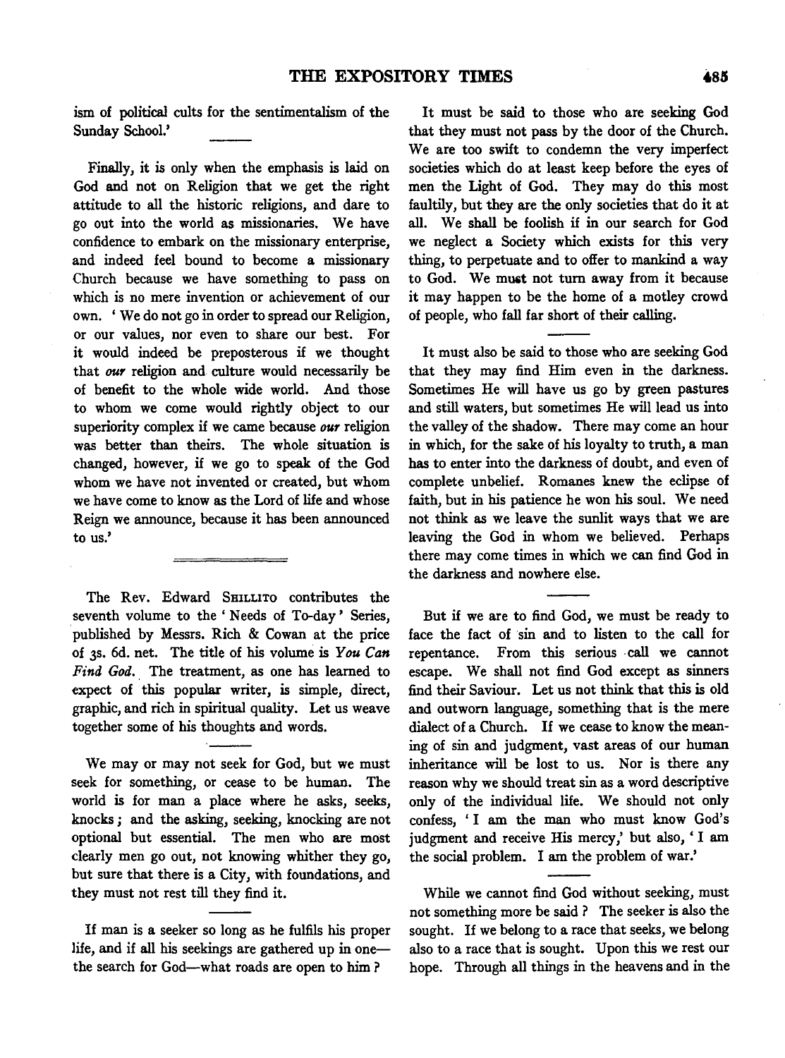ism of political cults for the sentimentalism of the Sunday School.'

Finally, it is only when the emphasis is laid on God and not on Religion that we get the right attitude to all the historic religions, and dare to go out into the world as missionaries. We have confidence to embark on the missionary enterprise, and indeed feel bound to become a missionary Church because we have something to pass on which is no mere invention or achievement of our own. 'We do not go in order to spread our Religion, or our values, nor even to share our best. For it would indeed be preposterous if we thought that *our* religion and culture would necessarily be of benefit to the whole wide world. And those to whom we come would rightly object to our superiority complex if we came because *our* religion was better than theirs. The whole situation is changed, however, if we go to speak of the God whom we have not invented or created, but whom we have come to know as the Lord of life and whose Reign we announce, because it has been announced to us.'

---

The Rev. Edward SHILLITO contributes the seventh volume to the 'Needs of To-day' Series, published by Messrs. Rich & Cowan at the price of 3s. 6d. net. The title of his volume is *You Can Find God*. The treatment, as one has learned to expect of this popular writer, is simple, direct, graphic, and rich in spiritual quality. Let us weave together some of his thoughts and words.

We may or may not seek for God, but we must seek for something, or cease to be human. The world is for man a place where he asks, seeks, knocks; and the asking, seeking, knocking are not optional but essential. The men who are most clearly men go out, not knowing whither they go, but sure that there is a City, with foundations, and they must not rest till they find it.

If man is a seeker so long as he fulfils his proper life, and if all his seekings are gathered up in one—the search for God—what roads are open to him?

It must be said to those who are seeking God that they must not pass by the door of the Church. We are too swift to condemn the very imperfect societies which do at least keep before the eyes of men the Light of God. They may do this most faultily, but they are the only societies that do it at all. We shall be foolish if in our search for God we neglect a Society which exists for this very thing, to perpetuate and to offer to mankind a way to God. We must not turn away from it because it may happen to be the home of a motley crowd of people, who fall far short of their calling.

It must also be said to those who are seeking God that they may find Him even in the darkness. Sometimes He will have us go by green pastures and still waters, but sometimes He will lead us into the valley of the shadow. There may come an hour in which, for the sake of his loyalty to truth, a man has to enter into the darkness of doubt, and even of complete unbelief. Romanes knew the eclipse of faith, but in his patience he won his soul. We need not think as we leave the sunlit ways that we are leaving the God in whom we believed. Perhaps there may come times in which we can find God in the darkness and nowhere else.

But if we are to find God, we must be ready to face the fact of sin and to listen to the call for repentance. From this serious call we cannot escape. We shall not find God except as sinners find their Saviour. Let us not think that this is old and outworn language, something that is the mere dialect of a Church. If we cease to know the meaning of sin and judgment, vast areas of our human inheritance will be lost to us. Nor is there any reason why we should treat sin as a word descriptive only of the individual life. We should not only confess, 'I am the man who must know God's judgment and receive His mercy,' but also, 'I am the social problem. I am the problem of war.'

While we cannot find God without seeking, must not something more be said? The seeker is also the sought. If we belong to a race that seeks, we belong also to a race that is sought. Upon this we rest our hope. Through all things in the heavens and in the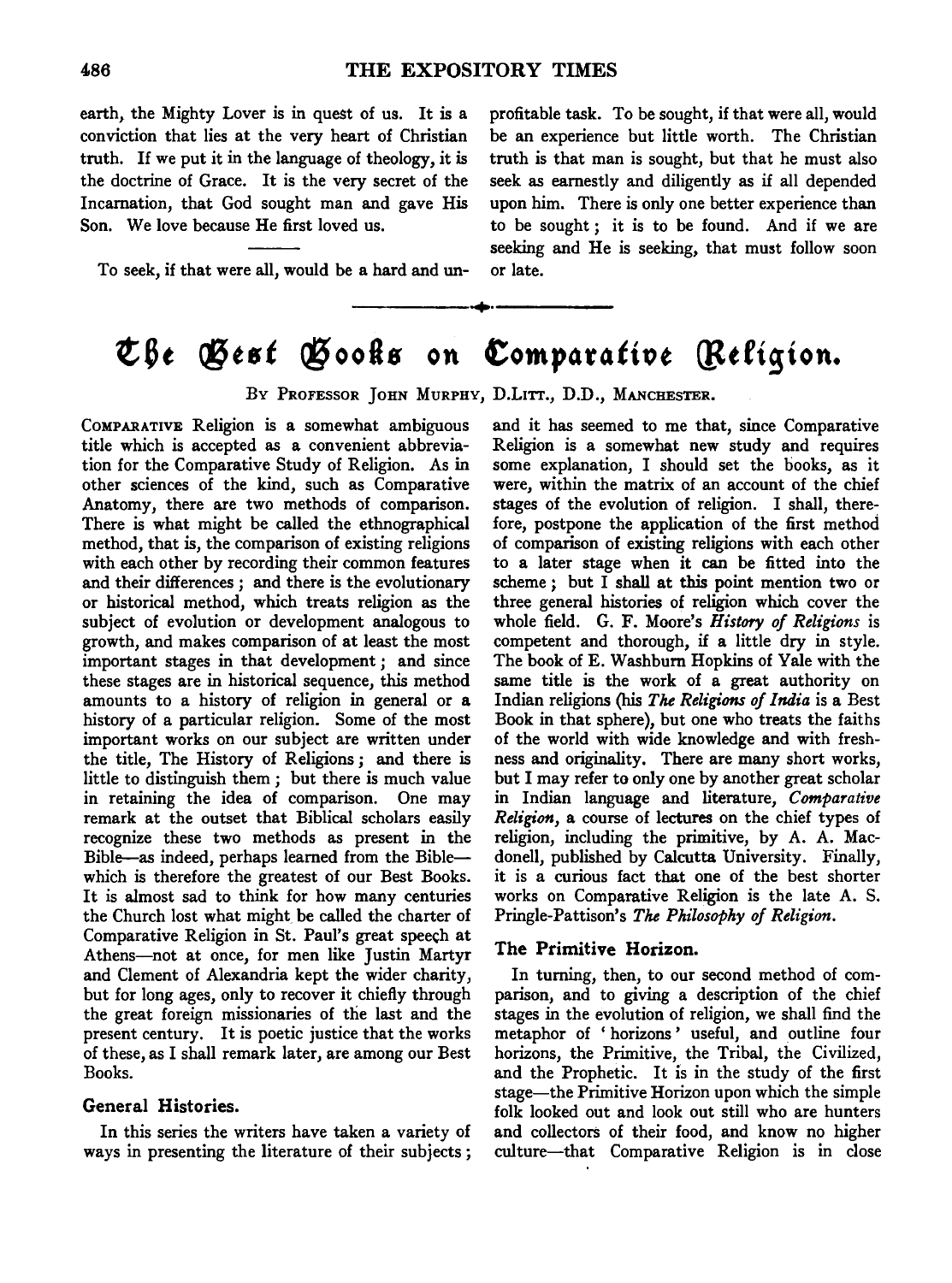earth, the Mighty Lover is in quest of us. It is a conviction that lies at the very heart of Christian truth. If we put it in the language of theology, it is the doctrine of Grace. It is the very secret of the Incarnation, that God sought man and gave His Son. We love because He first loved us.

---

To seek, if that were all, would be a hard and unprofitable task. To be sought, if that were all, would be an experience but little worth. The Christian truth is that man is sought, but that he must also seek as earnestly and diligently as if all depended upon him. There is only one better experience than to be sought; it is to be found. And if we are seeking and He is seeking, that must follow soon or late.

---

# The Best Books on Comparative Religion.

By Professor John Murphy, D.Litt., D.D., Manchester.

Comparative Religion is a somewhat ambiguous title which is accepted as a convenient abbreviation for the Comparative Study of Religion. As in other sciences of the kind, such as Comparative Anatomy, there are two methods of comparison. There is what might be called the ethnographical method, that is, the comparison of existing religions with each other by recording their common features and their differences; and there is the evolutionary or historical method, which treats religion as the subject of evolution or development analogous to growth, and makes comparison of at least the most important stages in that development; and since these stages are in historical sequence, this method amounts to a history of religion in general or a history of a particular religion. Some of the most important works on our subject are written under the title, The History of Religions; and there is little to distinguish them; but there is much value in retaining the idea of comparison. One may remark at the outset that Biblical scholars easily recognize these two methods as present in the Bible—as indeed, perhaps learned from the Bible—which is therefore the greatest of our Best Books. It is almost sad to think for how many centuries the Church lost what might be called the charter of Comparative Religion in St. Paul's great speech at Athens—not at once, for men like Justin Martyr and Clement of Alexandria kept the wider charity, but for long ages, only to recover it chiefly through the great foreign missionaries of the last and the present century. It is poetic justice that the works of these, as I shall remark later, are among our Best Books.

## General Histories.

In this series the writers have taken a variety of ways in presenting the literature of their subjects; and it has seemed to me that, since Comparative Religion is a somewhat new study and requires some explanation, I should set the books, as it were, within the matrix of an account of the chief stages of the evolution of religion. I shall, therefore, postpone the application of the first method of comparison of existing religions with each other to a later stage when it can be fitted into the scheme; but I shall at this point mention two or three general histories of religion which cover the whole field. G. F. Moore's *History of Religions* is competent and thorough, if a little dry in style. The book of E. Washburn Hopkins of Yale with the same title is the work of a great authority on Indian religions (his *The Religions of India* is a Best Book in that sphere), but one who treats the faiths of the world with wide knowledge and with freshness and originality. There are many short works, but I may refer to only one by another great scholar in Indian language and literature, *Comparative Religion*, a course of lectures on the chief types of religion, including the primitive, by A. A. Macdonell, published by Calcutta University. Finally, it is a curious fact that one of the best shorter works on Comparative Religion is the late A. S. Pringle-Pattison's *The Philosophy of Religion*.

## The Primitive Horizon.

In turning, then, to our second method of comparison, and to giving a description of the chief stages in the evolution of religion, we shall find the metaphor of 'horizons' useful, and outline four horizons, the Primitive, the Tribal, the Civilized, and the Prophetic. It is in the study of the first stage—the Primitive Horizon upon which the simple folk looked out and look out still who are hunters and collectors of their food, and know no higher culture—that Comparative Religion is in close